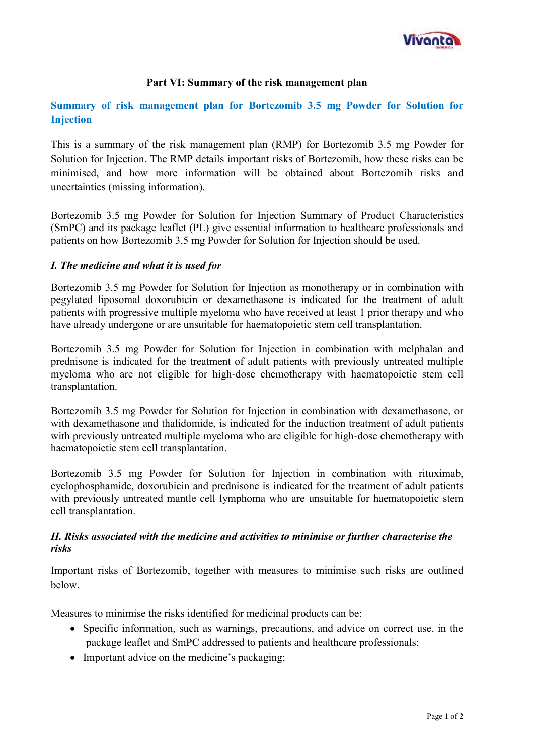# Part VI: Summary of the risk management plan

## Summary of risk management plan for Bortezomib 3.5 mg Powder for Solution for Injection

This is a summary of the risk management plan (RMP) for Bortezomib 3.5 mg Powder for Solution for Injection. The RMP details important risks of Bortezomib, how these risks can be minimised, and how more information will be obtained about Bortezomib risks and uncertainties (missing information).

Bortezomib 3.5 mg Powder for Solution for Injection Summary of Product Characteristics (SmPC) and its package leaflet (PL) give essential information to healthcare professionals and patients on how Bortezomib 3.5 mg Powder for Solution for Injection should be used.

### *I. The medicine and what it is used for*

Bortezomib 3.5 mg Powder for Solution for Injection as monotherapy or in combination with pegylated liposomal doxorubicin or dexamethasone is indicated for the treatment of adult patients with progressive multiple myeloma who have received at least 1 prior therapy and who have already undergone or are unsuitable for haematopoietic stem cell transplantation.

Bortezomib 3.5 mg Powder for Solution for Injection in combination with melphalan and prednisone is indicated for the treatment of adult patients with previously untreated multiple myeloma who are not eligible for high-dose chemotherapy with haematopoietic stem cell transplantation.

Bortezomib 3.5 mg Powder for Solution for Injection in combination with dexamethasone, or with dexamethasone and thalidomide, is indicated for the induction treatment of adult patients with previously untreated multiple myeloma who are eligible for high-dose chemotherapy with haematopoietic stem cell transplantation.

Bortezomib 3.5 mg Powder for Solution for Injection in combination with rituximab, cyclophosphamide, doxorubicin and prednisone is indicated for the treatment of adult patients with previously untreated mantle cell lymphoma who are unsuitable for haematopoietic stem cell transplantation.

### *II. Risks associated with the medicine and activities to minimise or further characterise the risks*

Important risks of Bortezomib, together with measures to minimise such risks are outlined below.

Measures to minimise the risks identified for medicinal products can be:

- Specific information, such as warnings, precautions, and advice on correct use, in the package leaflet and SmPC addressed to patients and healthcare professionals;
- Important advice on the medicine's packaging;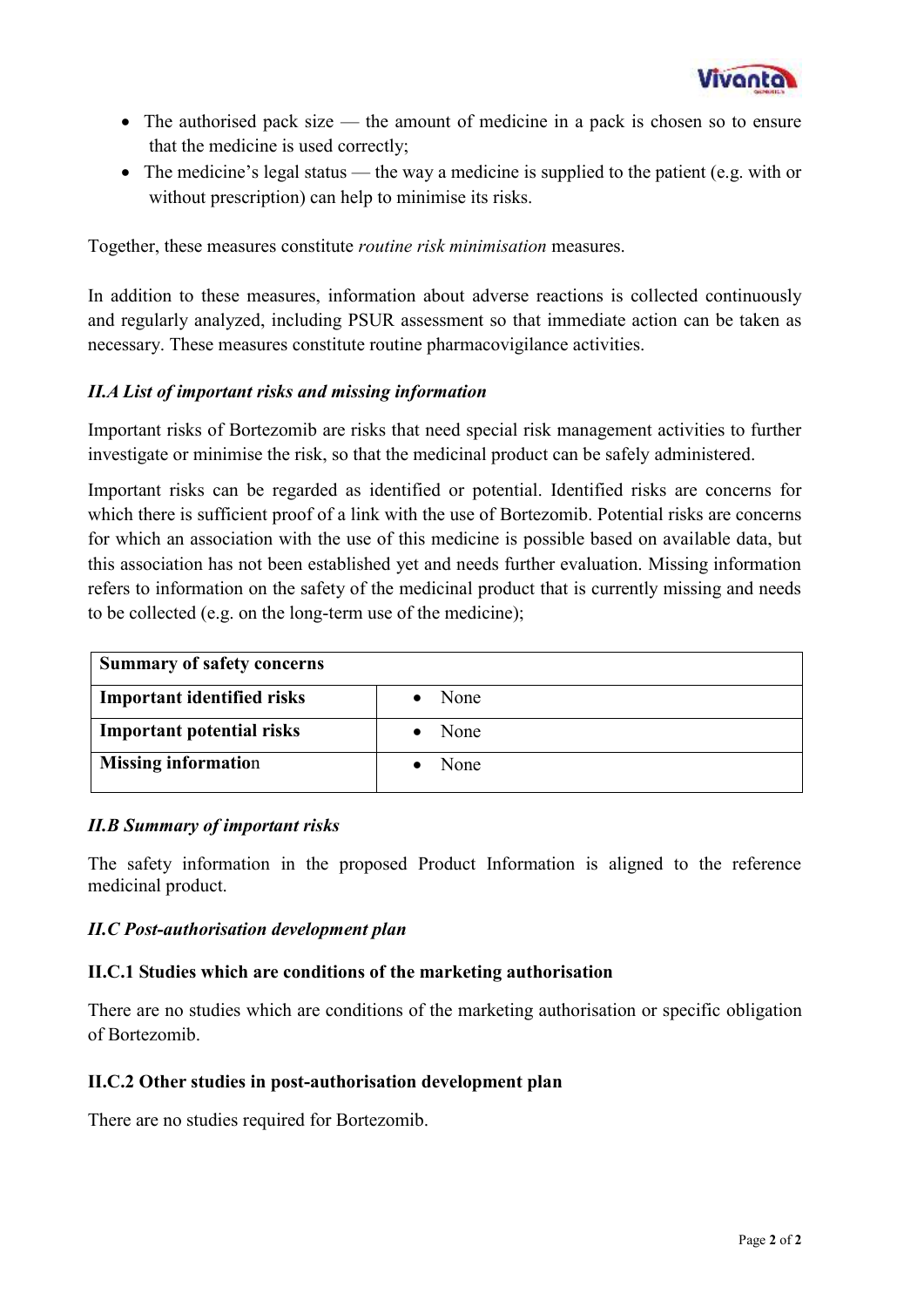- The authorised pack size — the amount of medicine in a pack is chosen so to ensure that the medicine is used correctly;
- The medicine's legal status — the way a medicine is supplied to the patient (e.g. with or without prescription) can help to minimise its risks.

Together, these measures constitute *routine risk minimisation* measures.

In addition to these measures, information about adverse reactions is collected continuously and regularly analyzed, including PSUR assessment so that immediate action can be taken as necessary. These measures constitute routine pharmacovigilance activities.

### *II.A List of important risks and missing information*

Important risks of Bortezomib are risks that need special risk management activities to further investigate or minimise the risk, so that the medicinal product can be safely administered.

Important risks can be regarded as identified or potential. Identified risks are concerns for which there is sufficient proof of a link with the use of Bortezomib. Potential risks are concerns for which an association with the use of this medicine is possible based on available data, but this association has not been established yet and needs further evaluation. Missing information refers to information on the safety of the medicinal product that is currently missing and needs to be collected (e.g. on the long-term use of the medicine);

| **Summary of safety concerns** | |
|---|---|
| **Important identified risks** | • None |
| **Important potential risks** | • None |
| **Missing information** | • None |

### *II.B Summary of important risks*

The safety information in the proposed Product Information is aligned to the reference medicinal product.

### *II.C Post-authorisation development plan*

#### II.C.1 Studies which are conditions of the marketing authorisation

There are no studies which are conditions of the marketing authorisation or specific obligation of Bortezomib.

#### II.C.2 Other studies in post-authorisation development plan

There are no studies required for Bortezomib.